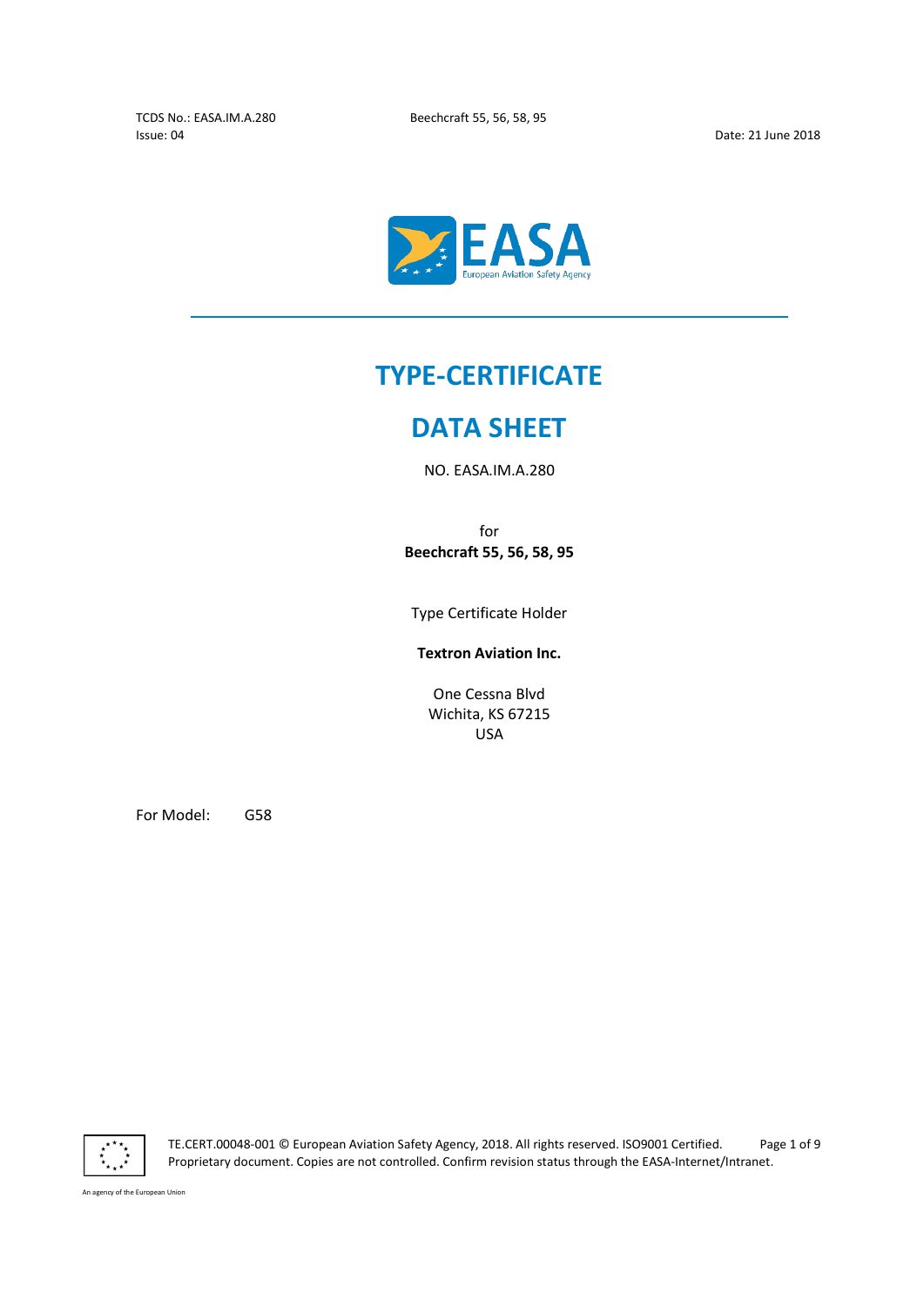# TYPE-CERTIFICATE

# DATA SHEET

NO. EASA.IM.A.280

for

**Beechcraft 55, 56, 58, 95**

Type Certificate Holder

**Textron Aviation Inc.**

One Cessna Blvd
Wichita, KS 67215
USA

For Model: G58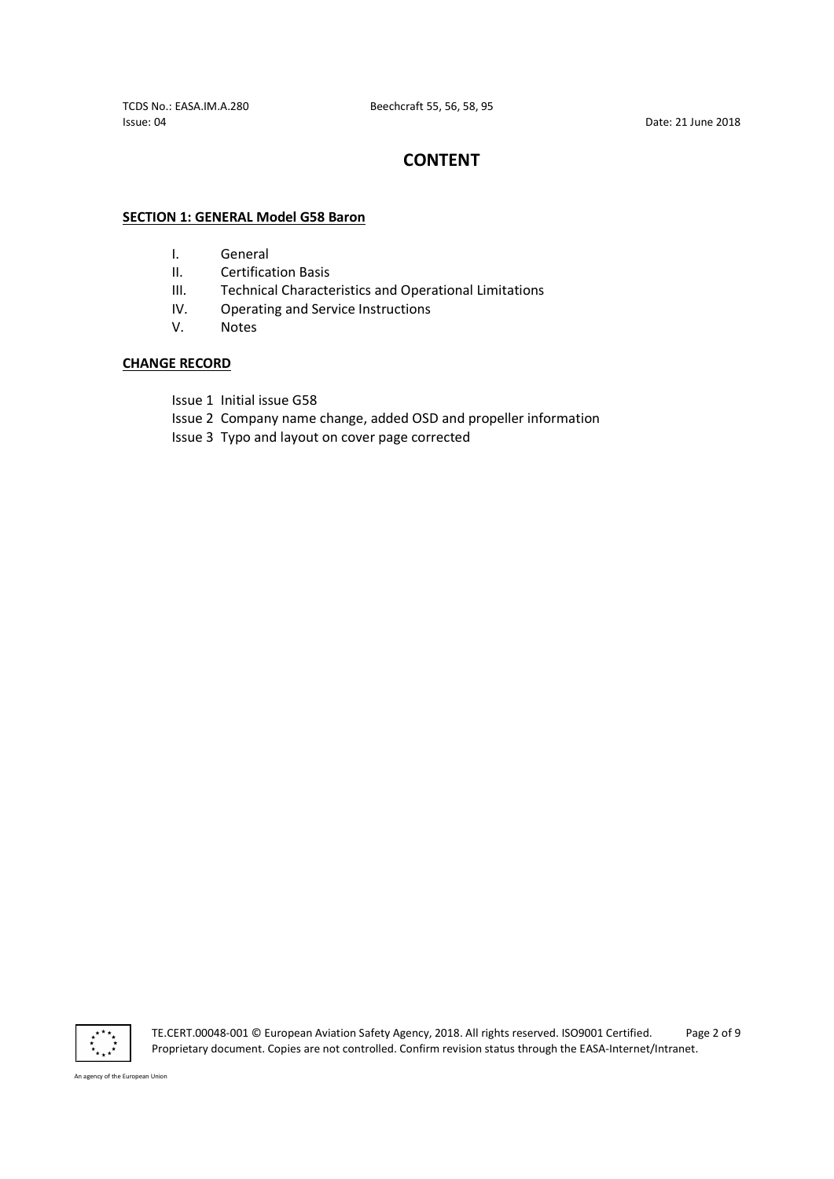# CONTENT

**SECTION 1: GENERAL Model G58 Baron**

I. General
II. Certification Basis
III. Technical Characteristics and Operational Limitations
IV. Operating and Service Instructions
V. Notes

**CHANGE RECORD**

Issue 1 Initial issue G58
Issue 2 Company name change, added OSD and propeller information
Issue 3 Typo and layout on cover page corrected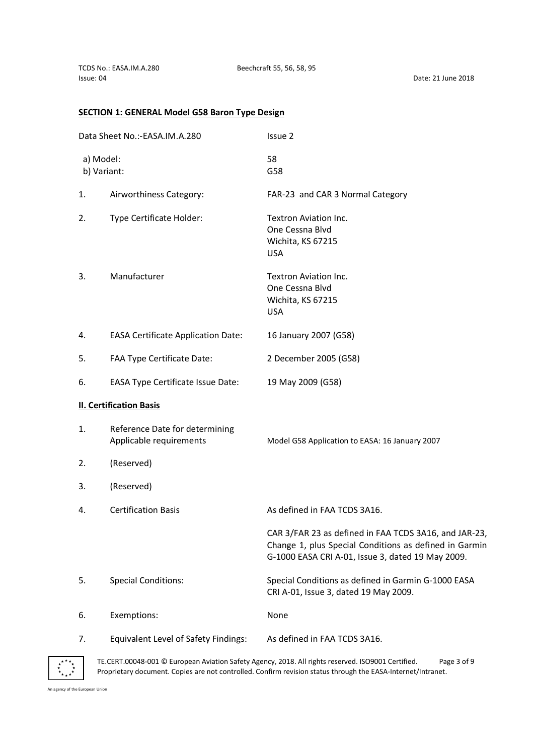## SECTION 1: GENERAL Model G58 Baron Type Design

| | | |
|---|---|---|
| Data Sheet No.:-EASA.IM.A.280 | | Issue 2 |
| a) Model: | | 58 |
| b) Variant: | | G58 |
| 1. | Airworthiness Category: | FAR-23 and CAR 3 Normal Category |
| 2. | Type Certificate Holder: | Textron Aviation Inc.<br>One Cessna Blvd<br>Wichita, KS 67215<br>USA |
| 3. | Manufacturer | Textron Aviation Inc.<br>One Cessna Blvd<br>Wichita, KS 67215<br>USA |
| 4. | EASA Certificate Application Date: | 16 January 2007 (G58) |
| 5. | FAA Type Certificate Date: | 2 December 2005 (G58) |
| 6. | EASA Type Certificate Issue Date: | 19 May 2009 (G58) |

## II. Certification Basis

| | | |
|---|---|---|
| 1. | Reference Date for determining Applicable requirements | Model G58 Application to EASA: 16 January 2007 |
| 2. | (Reserved) | |
| 3. | (Reserved) | |
| 4. | Certification Basis | As defined in FAA TCDS 3A16.<br><br>CAR 3/FAR 23 as defined in FAA TCDS 3A16, and JAR-23, Change 1, plus Special Conditions as defined in Garmin G-1000 EASA CRI A-01, Issue 3, dated 19 May 2009. |
| 5. | Special Conditions: | Special Conditions as defined in Garmin G-1000 EASA CRI A-01, Issue 3, dated 19 May 2009. |
| 6. | Exemptions: | None |
| 7. | Equivalent Level of Safety Findings: | As defined in FAA TCDS 3A16. |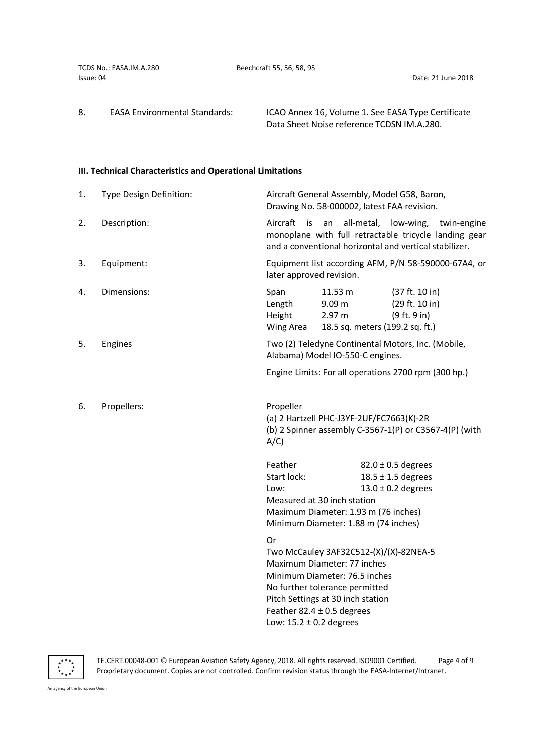8. EASA Environmental Standards: ICAO Annex 16, Volume 1. See EASA Type Certificate Data Sheet Noise reference TCDSN IM.A.280.

### III. Technical Characteristics and Operational Limitations

1. Type Design Definition: Aircraft General Assembly, Model G58, Baron, Drawing No. 58-000002, latest FAA revision.

2. Description: Aircraft is an all-metal, low-wing, twin-engine monoplane with full retractable tricycle landing gear and a conventional horizontal and vertical stabilizer.

3. Equipment: Equipment list according AFM, P/N 58-590000-67A4, or later approved revision.

4. Dimensions:

| | | |
|---|---|---|
| Span | 11.53 m | (37 ft. 10 in) |
| Length | 9.09 m | (29 ft. 10 in) |
| Height | 2.97 m | (9 ft. 9 in) |
| Wing Area | 18.5 sq. meters (199.2 sq. ft.) | |

5. Engines: Two (2) Teledyne Continental Motors, Inc. (Mobile, Alabama) Model IO-550-C engines.

   Engine Limits: For all operations 2700 rpm (300 hp.)

6. Propellers:

   Propeller
   (a) 2 Hartzell PHC-J3YF-2UF/FC7663(K)-2R
   (b) 2 Spinner assembly C-3567-1(P) or C3567-4(P) (with A/C)

   | | |
   |---|---|
   | Feather | 82.0 ± 0.5 degrees |
   | Start lock: | 18.5 ± 1.5 degrees |
   | Low: | 13.0 ± 0.2 degrees |

   Measured at 30 inch station
   Maximum Diameter: 1.93 m (76 inches)
   Minimum Diameter: 1.88 m (74 inches)

   Or
   Two McCauley 3AF32C512-(X)/(X)-82NEA-5
   Maximum Diameter: 77 inches
   Minimum Diameter: 76.5 inches
   No further tolerance permitted
   Pitch Settings at 30 inch station
   Feather 82.4 ± 0.5 degrees
   Low: 15.2 ± 0.2 degrees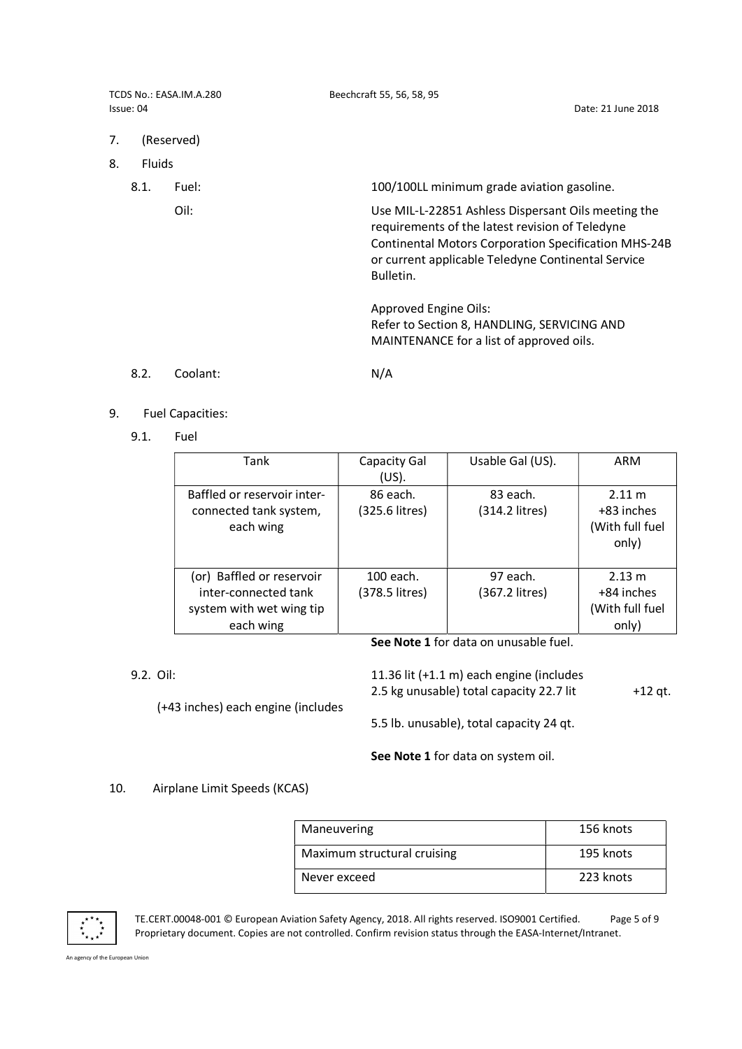7. (Reserved)

8. Fluids

8.1. Fuel: 100/100LL minimum grade aviation gasoline.

Oil: Use MIL-L-22851 Ashless Dispersant Oils meeting the requirements of the latest revision of Teledyne Continental Motors Corporation Specification MHS-24B or current applicable Teledyne Continental Service Bulletin.

Approved Engine Oils:
Refer to Section 8, HANDLING, SERVICING AND MAINTENANCE for a list of approved oils.

8.2. Coolant: N/A

9. Fuel Capacities:

9.1. Fuel

| Tank | Capacity Gal (US). | Usable Gal (US). | ARM |
|---|---|---|---|
| Baffled or reservoir inter-connected tank system, each wing | 86 each. (325.6 litres) | 83 each. (314.2 litres) | 2.11 m +83 inches (With full fuel only) |
| (or) Baffled or reservoir inter-connected tank system with wet wing tip each wing | 100 each. (378.5 litres) | 97 each. (367.2 litres) | 2.13 m +84 inches (With full fuel only) |

**See Note 1** for data on unusable fuel.

9.2. Oil: 11.36 lit (+1.1 m) each engine (includes 2.5 kg unusable) total capacity 22.7 lit +12 qt. (+43 inches) each engine (includes 5.5 lb. unusable), total capacity 24 qt.

**See Note 1** for data on system oil.

10. Airplane Limit Speeds (KCAS)

| | |
|---|---|
| Maneuvering | 156 knots |
| Maximum structural cruising | 195 knots |
| Never exceed | 223 knots |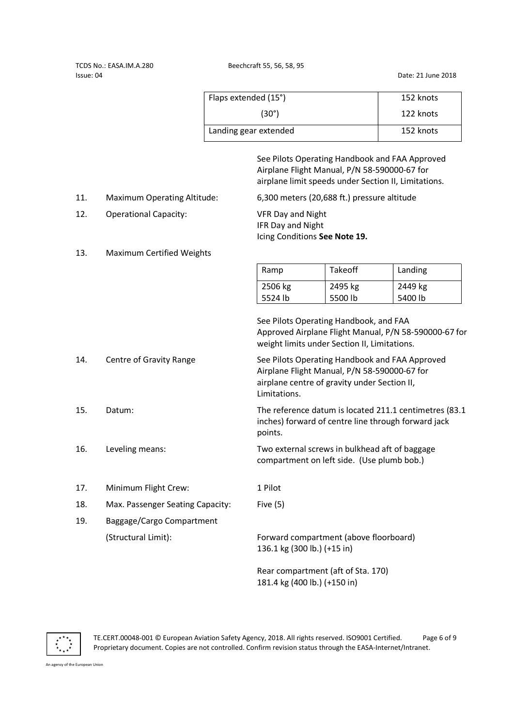| Flaps extended (15°) | 152 knots |
|---|---|
| (30°) | 122 knots |
| Landing gear extended | 152 knots |

See Pilots Operating Handbook and FAA Approved Airplane Flight Manual, P/N 58-590000-67 for airplane limit speeds under Section II, Limitations.

11. Maximum Operating Altitude: 6,300 meters (20,688 ft.) pressure altitude

12. Operational Capacity: VFR Day and Night
IFR Day and Night
Icing Conditions **See Note 19.**

13. Maximum Certified Weights

| Ramp | Takeoff | Landing |
|---|---|---|
| 2506 kg<br>5524 lb | 2495 kg<br>5500 lb | 2449 kg<br>5400 lb |

See Pilots Operating Handbook, and FAA Approved Airplane Flight Manual, P/N 58-590000-67 for weight limits under Section II, Limitations.

14. Centre of Gravity Range: See Pilots Operating Handbook and FAA Approved Airplane Flight Manual, P/N 58-590000-67 for airplane centre of gravity under Section II, Limitations.

15. Datum: The reference datum is located 211.1 centimetres (83.1 inches) forward of centre line through forward jack points.

16. Leveling means: Two external screws in bulkhead aft of baggage compartment on left side. (Use plumb bob.)

17. Minimum Flight Crew: 1 Pilot

18. Max. Passenger Seating Capacity: Five (5)

19. Baggage/Cargo Compartment
(Structural Limit):
Forward compartment (above floorboard)
136.1 kg (300 lb.) (+15 in)

Rear compartment (aft of Sta. 170)
181.4 kg (400 lb.) (+150 in)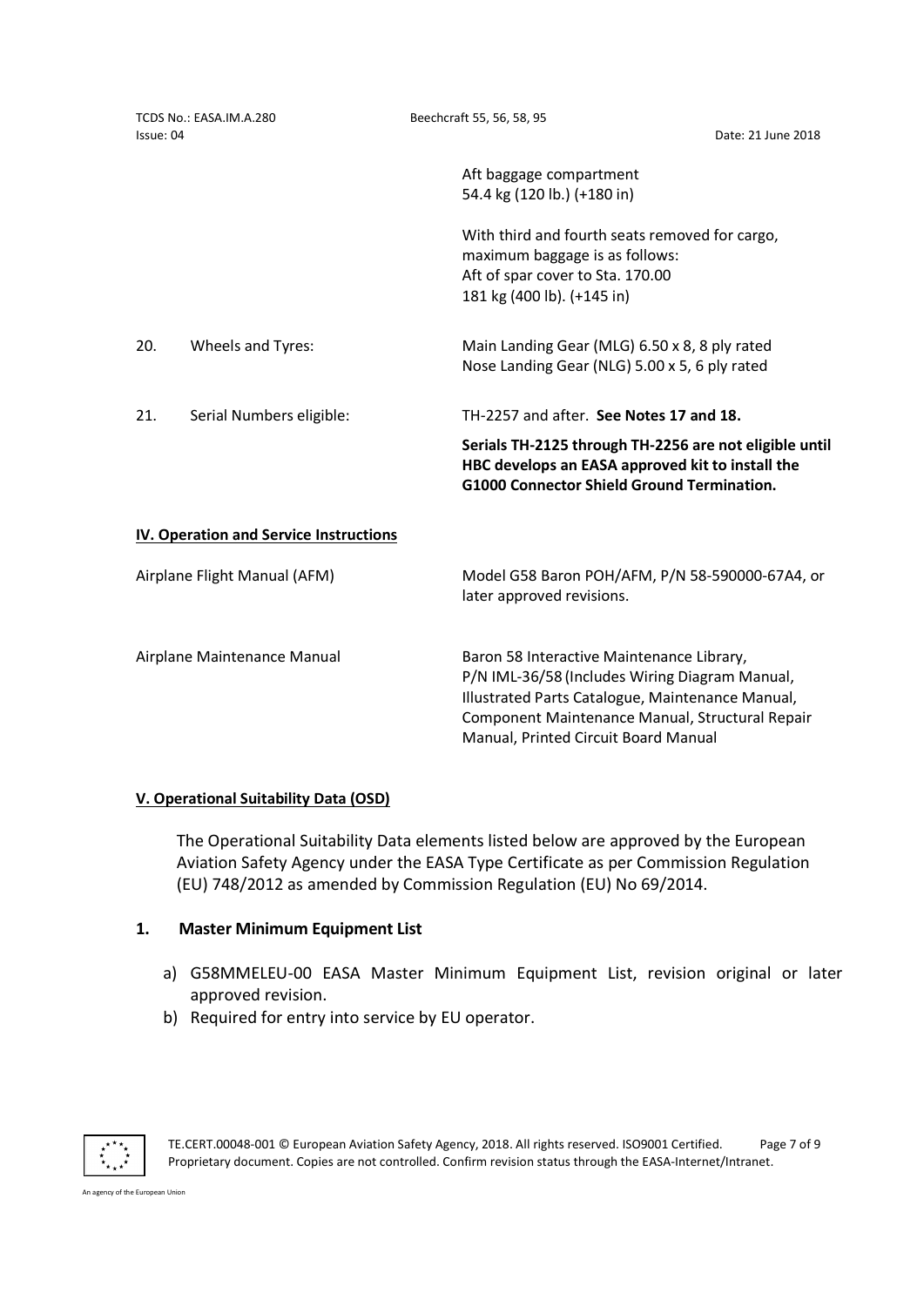| | | |
|---|---|---|
| | | Aft baggage compartment<br>54.4 kg (120 lb.) (+180 in)<br><br>With third and fourth seats removed for cargo, maximum baggage is as follows:<br>Aft of spar cover to Sta. 170.00<br>181 kg (400 lb). (+145 in) |
| 20. | Wheels and Tyres: | Main Landing Gear (MLG) 6.50 x 8, 8 ply rated<br>Nose Landing Gear (NLG) 5.00 x 5, 6 ply rated |
| 21. | Serial Numbers eligible: | TH-2257 and after. **See Notes 17 and 18.**<br><br>**Serials TH-2125 through TH-2256 are not eligible until HBC develops an EASA approved kit to install the G1000 Connector Shield Ground Termination.** |

## IV. Operation and Service Instructions

| | |
|---|---|
| Airplane Flight Manual (AFM) | Model G58 Baron POH/AFM, P/N 58-590000-67A4, or later approved revisions. |
| Airplane Maintenance Manual | Baron 58 Interactive Maintenance Library, P/N IML-36/58 (Includes Wiring Diagram Manual, Illustrated Parts Catalogue, Maintenance Manual, Component Maintenance Manual, Structural Repair Manual, Printed Circuit Board Manual |

## V. Operational Suitability Data (OSD)

The Operational Suitability Data elements listed below are approved by the European Aviation Safety Agency under the EASA Type Certificate as per Commission Regulation (EU) 748/2012 as amended by Commission Regulation (EU) No 69/2014.

### 1. Master Minimum Equipment List

a) G58MMELEU-00 EASA Master Minimum Equipment List, revision original or later approved revision.
b) Required for entry into service by EU operator.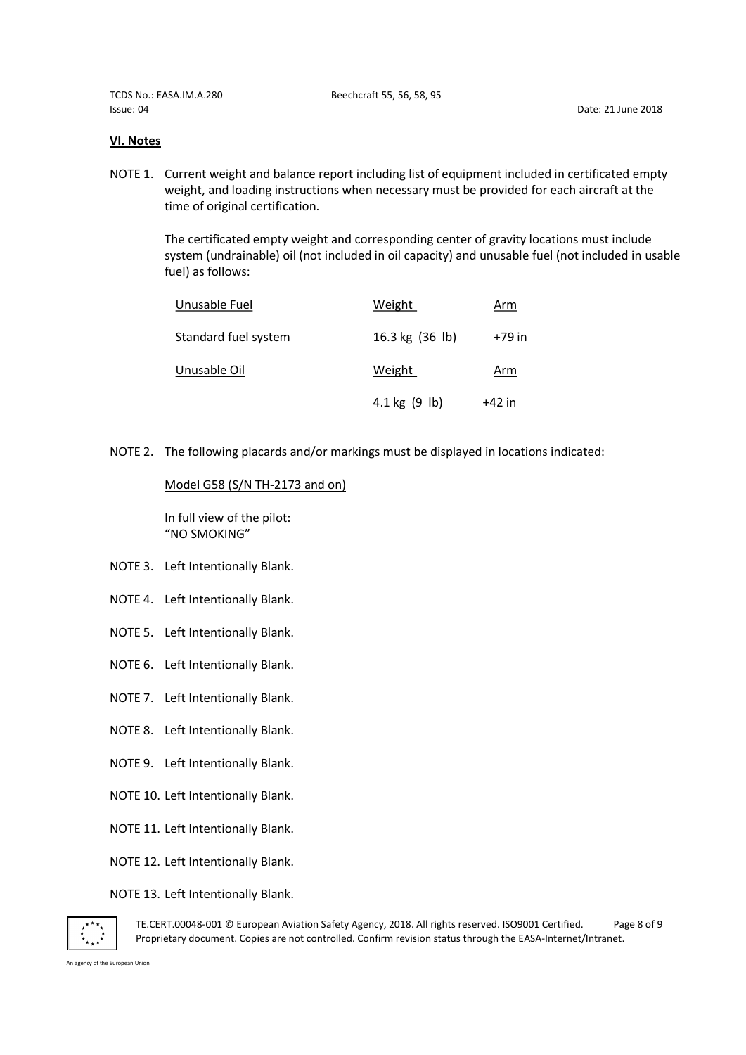## VI. Notes

NOTE 1. Current weight and balance report including list of equipment included in certificated empty weight, and loading instructions when necessary must be provided for each aircraft at the time of original certification.

The certificated empty weight and corresponding center of gravity locations must include system (undrainable) oil (not included in oil capacity) and unusable fuel (not included in usable fuel) as follows:

| Unusable Fuel | Weight | Arm |
|---|---|---|
| Standard fuel system | 16.3 kg (36 lb) | +79 in |
| Unusable Oil | Weight | Arm |
| | 4.1 kg (9 lb) | +42 in |

NOTE 2. The following placards and/or markings must be displayed in locations indicated:

Model G58 (S/N TH-2173 and on)

In full view of the pilot:
"NO SMOKING"

NOTE 3. Left Intentionally Blank.

NOTE 4. Left Intentionally Blank.

NOTE 5. Left Intentionally Blank.

NOTE 6. Left Intentionally Blank.

NOTE 7. Left Intentionally Blank.

NOTE 8. Left Intentionally Blank.

NOTE 9. Left Intentionally Blank.

NOTE 10. Left Intentionally Blank.

NOTE 11. Left Intentionally Blank.

NOTE 12. Left Intentionally Blank.

NOTE 13. Left Intentionally Blank.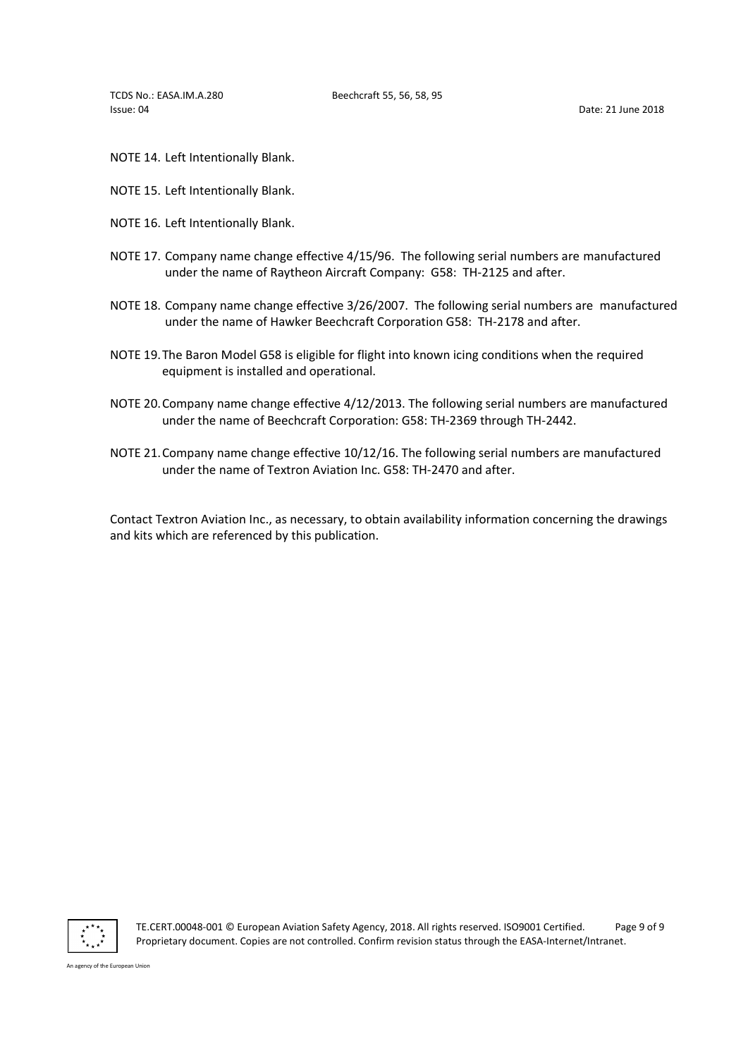NOTE 14. Left Intentionally Blank.

NOTE 15. Left Intentionally Blank.

NOTE 16. Left Intentionally Blank.

NOTE 17. Company name change effective 4/15/96. The following serial numbers are manufactured under the name of Raytheon Aircraft Company: G58: TH-2125 and after.

NOTE 18. Company name change effective 3/26/2007. The following serial numbers are manufactured under the name of Hawker Beechcraft Corporation G58: TH-2178 and after.

NOTE 19. The Baron Model G58 is eligible for flight into known icing conditions when the required equipment is installed and operational.

NOTE 20. Company name change effective 4/12/2013. The following serial numbers are manufactured under the name of Beechcraft Corporation: G58: TH-2369 through TH-2442.

NOTE 21. Company name change effective 10/12/16. The following serial numbers are manufactured under the name of Textron Aviation Inc. G58: TH-2470 and after.

Contact Textron Aviation Inc., as necessary, to obtain availability information concerning the drawings and kits which are referenced by this publication.